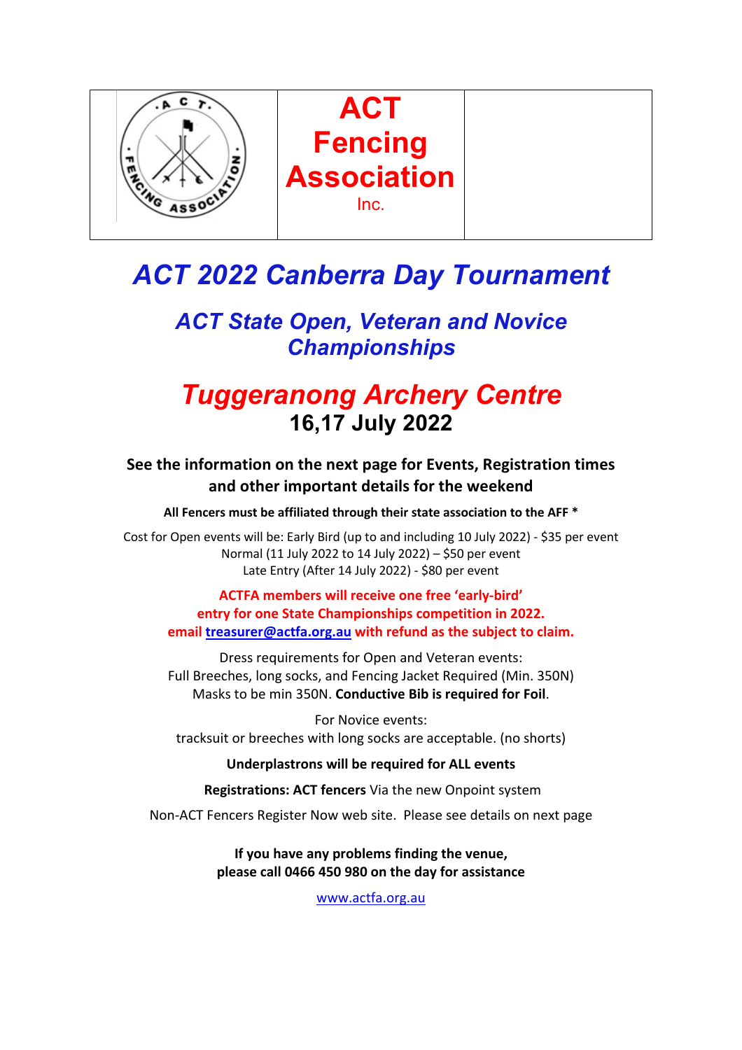| | ACT Fencing Association Inc. | |
|---|---|---|

# ACT 2022 Canberra Day Tournament

## ACT State Open, Veteran and Novice Championships

## Tuggeranong Archery Centre

## 16,17 July 2022

### See the information on the next page for Events, Registration times and other important details for the weekend

**All Fencers must be affiliated through their state association to the AFF ***

Cost for Open events will be: Early Bird (up to and including 10 July 2022) - $35 per event
Normal (11 July 2022 to 14 July 2022) – $50 per event
Late Entry (After 14 July 2022) - $80 per event

**ACTFA members will receive one free 'early-bird' entry for one State Championships competition in 2022. email [treasurer@actfa.org.au](mailto:treasurer@actfa.org.au) with refund as the subject to claim.**

Dress requirements for Open and Veteran events:
Full Breeches, long socks, and Fencing Jacket Required (Min. 350N)
Masks to be min 350N. **Conductive Bib is required for Foil**.

For Novice events:
tracksuit or breeches with long socks are acceptable. (no shorts)

**Underplastrons will be required for ALL events**

**Registrations: ACT fencers** Via the new Onpoint system

Non-ACT Fencers Register Now web site. Please see details on next page

**If you have any problems finding the venue, please call 0466 450 980 on the day for assistance**

[www.actfa.org.au](http://www.actfa.org.au)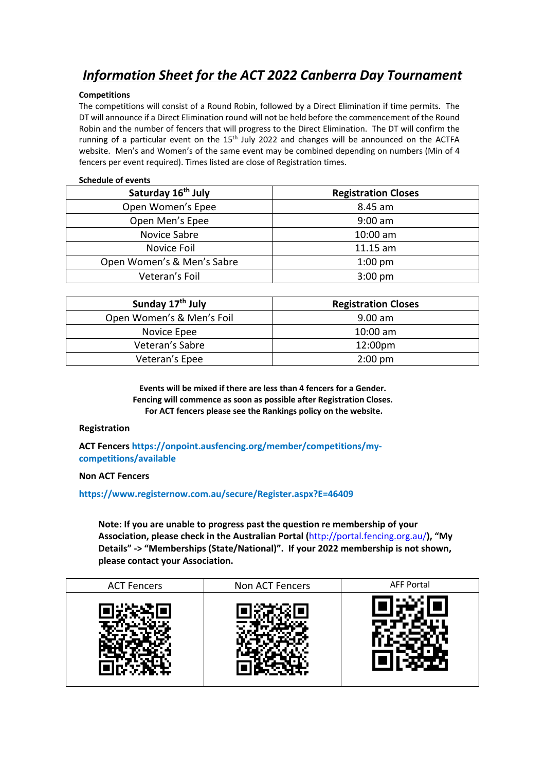# *Information Sheet for the ACT 2022 Canberra Day Tournament*

**Competitions**

The competitions will consist of a Round Robin, followed by a Direct Elimination if time permits. The DT will announce if a Direct Elimination round will not be held before the commencement of the Round Robin and the number of fencers that will progress to the Direct Elimination. The DT will confirm the running of a particular event on the 15th July 2022 and changes will be announced on the ACTFA website. Men's and Women's of the same event may be combined depending on numbers (Min of 4 fencers per event required). Times listed are close of Registration times.

**Schedule of events**

| Saturday 16th July | Registration Closes |
|---|---|
| Open Women's Epee | 8.45 am |
| Open Men's Epee | 9:00 am |
| Novice Sabre | 10:00 am |
| Novice Foil | 11.15 am |
| Open Women's & Men's Sabre | 1:00 pm |
| Veteran's Foil | 3:00 pm |

| Sunday 17th July | Registration Closes |
|---|---|
| Open Women's & Men's Foil | 9.00 am |
| Novice Epee | 10:00 am |
| Veteran's Sabre | 12:00pm |
| Veteran's Epee | 2:00 pm |

**Events will be mixed if there are less than 4 fencers for a Gender.**
**Fencing will commence as soon as possible after Registration Closes.**
**For ACT fencers please see the Rankings policy on the website.**

**Registration**

**ACT Fencers https://onpoint.ausfencing.org/member/competitions/my-competitions/available**

**Non ACT Fencers**

**https://www.registernow.com.au/secure/Register.aspx?E=46409**

**Note: If you are unable to progress past the question re membership of your Association, please check in the Australian Portal (http://portal.fencing.org.au/), "My Details" -> "Memberships (State/National)". If your 2022 membership is not shown, please contact your Association.**

| ACT Fencers | Non ACT Fencers | AFF Portal |
|---|---|---|
| | | |